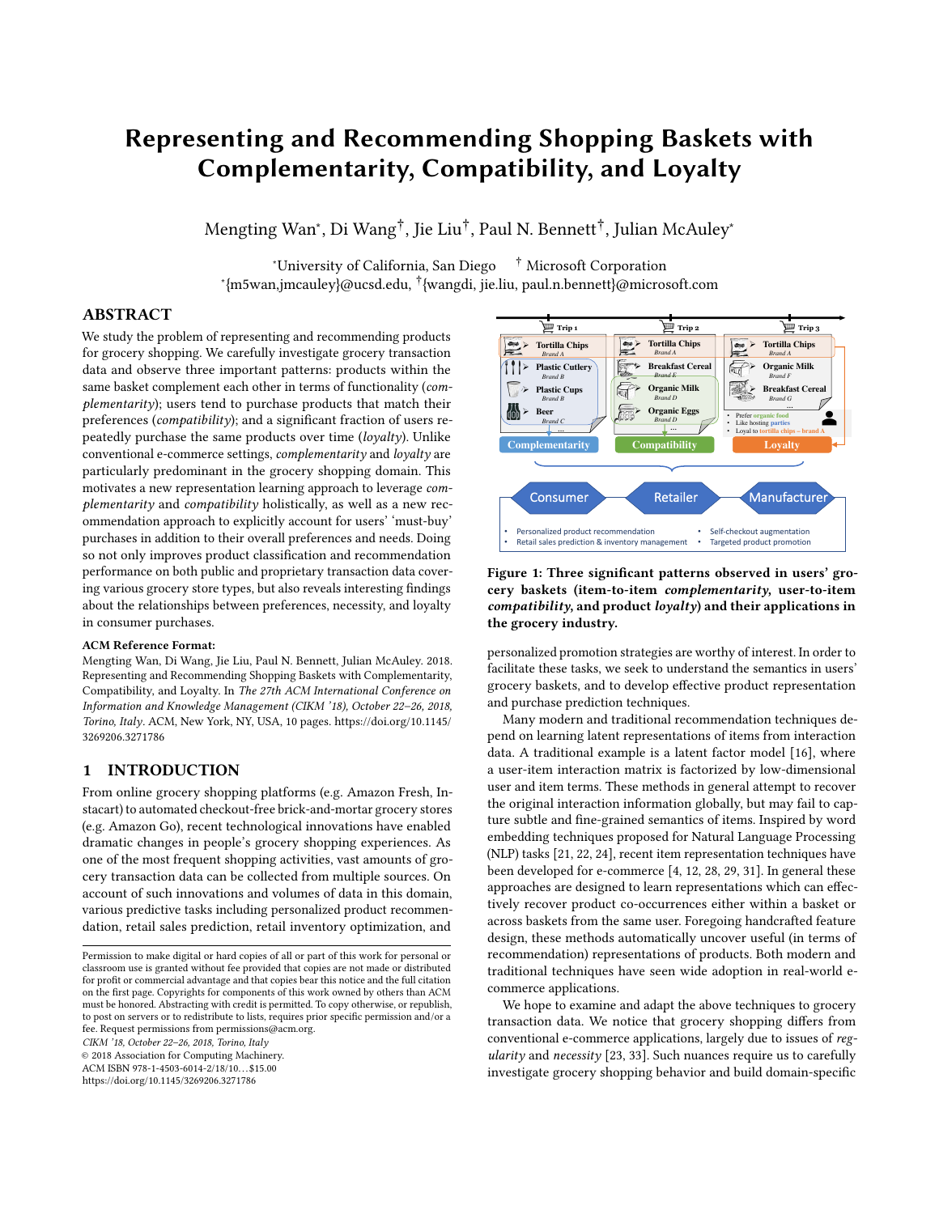# Representing and Recommending Shopping Baskets with Complementarity, Compatibility, and Loyalty

Mengting Wan[*], Di Wang[†], Jie Liu[†], Paul N. Bennett[†], Julian McAuley[*]

[*]University of California, San Diego [†] Microsoft Corporation
[*]{m5wan,jmcauley}@ucsd.edu, [†]{wangdi, jie.liu, paul.n.bennett}@microsoft.com

## ABSTRACT

We study the problem of representing and recommending products for grocery shopping. We carefully investigate grocery transaction data and observe three important patterns: products within the same basket complement each other in terms of functionality (*complementarity*); users tend to purchase products that match their preferences (*compatibility*); and a significant fraction of users repeatedly purchase the same products over time (*loyalty*). Unlike conventional e-commerce settings, *complementarity* and *loyalty* are particularly predominant in the grocery shopping domain. This motivates a new representation learning approach to leverage *complementarity* and *compatibility* holistically, as well as a new recommendation approach to explicitly account for users' 'must-buy' purchases in addition to their overall preferences and needs. Doing so not only improves product classification and recommendation performance on both public and proprietary transaction data covering various grocery store types, but also reveals interesting findings about the relationships between preferences, necessity, and loyalty in consumer purchases.

**ACM Reference Format:**
Mengting Wan, Di Wang, Jie Liu, Paul N. Bennett, Julian McAuley. 2018. Representing and Recommending Shopping Baskets with Complementarity, Compatibility, and Loyalty. In *The 27th ACM International Conference on Information and Knowledge Management (CIKM '18), October 22–26, 2018, Torino, Italy*. ACM, New York, NY, USA, 10 pages. https://doi.org/10.1145/3269206.3271786

## 1 INTRODUCTION

From online grocery shopping platforms (e.g. Amazon Fresh, Instacart) to automated checkout-free brick-and-mortar grocery stores (e.g. Amazon Go), recent technological innovations have enabled dramatic changes in people's grocery shopping experiences. As one of the most frequent shopping activities, vast amounts of grocery transaction data can be collected from multiple sources. On account of such innovations and volumes of data in this domain, various predictive tasks including personalized product recommendation, retail sales prediction, retail inventory optimization, and personalized promotion strategies are worthy of interest. In order to facilitate these tasks, we seek to understand the semantics in users' grocery baskets, and to develop effective product representation and purchase prediction techniques.

Many modern and traditional recommendation techniques depend on learning latent representations of items from interaction data. A traditional example is a latent factor model [16], where a user-item interaction matrix is factorized by low-dimensional user and item terms. These methods in general attempt to recover the original interaction information globally, but may fail to capture subtle and fine-grained semantics of items. Inspired by word embedding techniques proposed for Natural Language Processing (NLP) tasks [21, 22, 24], recent item representation techniques have been developed for e-commerce [4, 12, 28, 29, 31]. In general these approaches are designed to learn representations which can effectively recover product co-occurrences either within a basket or across baskets from the same user. Foregoing handcrafted feature design, these methods automatically uncover useful (in terms of recommendation) representations of products. Both modern and traditional techniques have seen wide adoption in real-world e-commerce applications.

We hope to examine and adapt the above techniques to grocery transaction data. We notice that grocery shopping differs from conventional e-commerce applications, largely due to issues of *regularity* and *necessity* [23, 33]. Such nuances require us to carefully investigate grocery shopping behavior and build domain-specific

**Figure 1: Three significant patterns observed in users' grocery baskets (item-to-item *complementarity*, user-to-item *compatibility*, and product *loyalty*) and their applications in the grocery industry.**

---

Permission to make digital or hard copies of all or part of this work for personal or classroom use is granted without fee provided that copies are not made or distributed for profit or commercial advantage and that copies bear this notice and the full citation on the first page. Copyrights for components of this work owned by others than ACM must be honored. Abstracting with credit is permitted. To copy otherwise, or republish, to post on servers or to redistribute to lists, requires prior specific permission and/or a fee. Request permissions from permissions@acm.org.
*CIKM '18, October 22–26, 2018, Torino, Italy*
© 2018 Association for Computing Machinery.
ACM ISBN 978-1-4503-6014-2/18/10...$15.00
https://doi.org/10.1145/3269206.3271786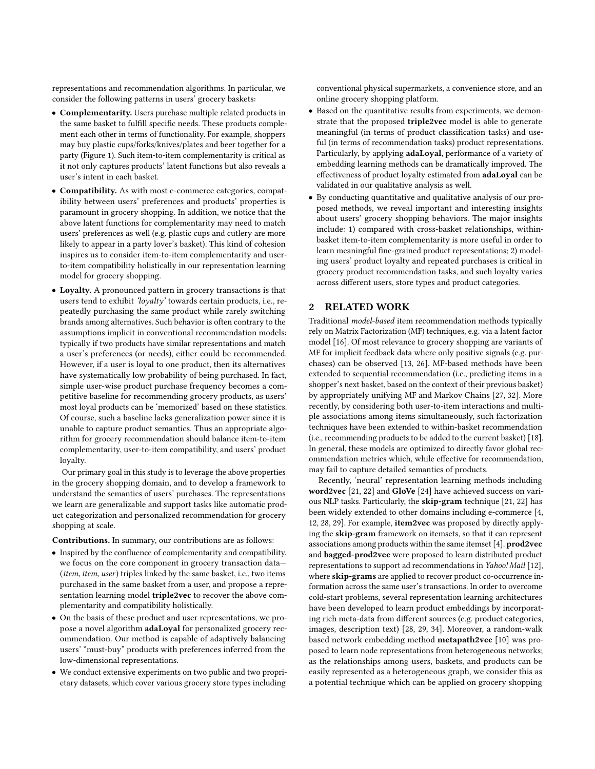representations and recommendation algorithms. In particular, we consider the following patterns in users' grocery baskets:

- **Complementarity.** Users purchase multiple related products in the same basket to fulfill specific needs. These products complement each other in terms of functionality. For example, shoppers may buy plastic cups/forks/knives/plates and beer together for a party (Figure 1). Such item-to-item complementarity is critical as it not only captures products' latent functions but also reveals a user's intent in each basket.
- **Compatibility.** As with most e-commerce categories, compatibility between users' preferences and products' properties is paramount in grocery shopping. In addition, we notice that the above latent functions for complementarity may need to match users' preferences as well (e.g. plastic cups and cutlery are more likely to appear in a party lover's basket). This kind of cohesion inspires us to consider item-to-item complementarity and user-to-item compatibility holistically in our representation learning model for grocery shopping.
- **Loyalty.** A pronounced pattern in grocery transactions is that users tend to exhibit *'loyalty'* towards certain products, i.e., repeatedly purchasing the same product while rarely switching brands among alternatives. Such behavior is often contrary to the assumptions implicit in conventional recommendation models: typically if two products have similar representations and match a user's preferences (or needs), either could be recommended. However, if a user is loyal to one product, then its alternatives have systematically low probability of being purchased. In fact, simple user-wise product purchase frequency becomes a competitive baseline for recommending grocery products, as users' most loyal products can be 'memorized' based on these statistics. Of course, such a baseline lacks generalization power since it is unable to capture product semantics. Thus an appropriate algorithm for grocery recommendation should balance item-to-item complementarity, user-to-item compatibility, and users' product loyalty.

Our primary goal in this study is to leverage the above properties in the grocery shopping domain, and to develop a framework to understand the semantics of users' purchases. The representations we learn are generalizable and support tasks like automatic product categorization and personalized recommendation for grocery shopping at scale.

**Contributions.** In summary, our contributions are as follows:

- Inspired by the confluence of complementarity and compatibility, we focus on the core component in grocery transaction data—(*item*, *item*, *user*) triples linked by the same basket, i.e., two items purchased in the same basket from a user, and propose a representation learning model **triple2vec** to recover the above complementarity and compatibility holistically.
- On the basis of these product and user representations, we propose a novel algorithm **adaLoyal** for personalized grocery recommendation. Our method is capable of adaptively balancing users' "must-buy" products with preferences inferred from the low-dimensional representations.
- We conduct extensive experiments on two public and two proprietary datasets, which cover various grocery store types including conventional physical supermarkets, a convenience store, and an online grocery shopping platform.
- Based on the quantitative results from experiments, we demonstrate that the proposed **triple2vec** model is able to generate meaningful (in terms of product classification tasks) and useful (in terms of recommendation tasks) product representations. Particularly, by applying **adaLoyal**, performance of a variety of embedding learning methods can be dramatically improved. The effectiveness of product loyalty estimated from **adaLoyal** can be validated in our qualitative analysis as well.
- By conducting quantitative and qualitative analysis of our proposed methods, we reveal important and interesting insights about users' grocery shopping behaviors. The major insights include: 1) compared with cross-basket relationships, within-basket item-to-item complementarity is more useful in order to learn meaningful fine-grained product representations; 2) modeling users' product loyalty and repeated purchases is critical in grocery product recommendation tasks, and such loyalty varies across different users, store types and product categories.

## 2 RELATED WORK

Traditional *model-based* item recommendation methods typically rely on Matrix Factorization (MF) techniques, e.g. via a latent factor model [16]. Of most relevance to grocery shopping are variants of MF for implicit feedback data where only positive signals (e.g. purchases) can be observed [13, 26]. MF-based methods have been extended to sequential recommendation (i.e., predicting items in a shopper's next basket, based on the context of their previous basket) by appropriately unifying MF and Markov Chains [27, 32]. More recently, by considering both user-to-item interactions and multiple associations among items simultaneously, such factorization techniques have been extended to within-basket recommendation (i.e., recommending products to be added to the current basket) [18]. In general, these models are optimized to directly favor global recommendation metrics which, while effective for recommendation, may fail to capture detailed semantics of products.

Recently, 'neural' representation learning methods including **word2vec** [21, 22] and **GloVe** [24] have achieved success on various NLP tasks. Particularly, the **skip-gram** technique [21, 22] has been widely extended to other domains including e-commerce [4, 12, 28, 29]. For example, **item2vec** was proposed by directly applying the **skip-gram** framework on itemsets, so that it can represent associations among products within the same itemset [4]. **prod2vec** and **bagged-prod2vec** were proposed to learn distributed product representations to support ad recommendations in *Yahoo! Mail* [12], where **skip-grams** are applied to recover product co-occurrence information across the same user's transactions. In order to overcome cold-start problems, several representation learning architectures have been developed to learn product embeddings by incorporating rich meta-data from different sources (e.g. product categories, images, description text) [28, 29, 34]. Moreover, a random-walk based network embedding method **metapath2vec** [10] was proposed to learn node representations from heterogeneous networks; as the relationships among users, baskets, and products can be easily represented as a heterogeneous graph, we consider this as a potential technique which can be applied on grocery shopping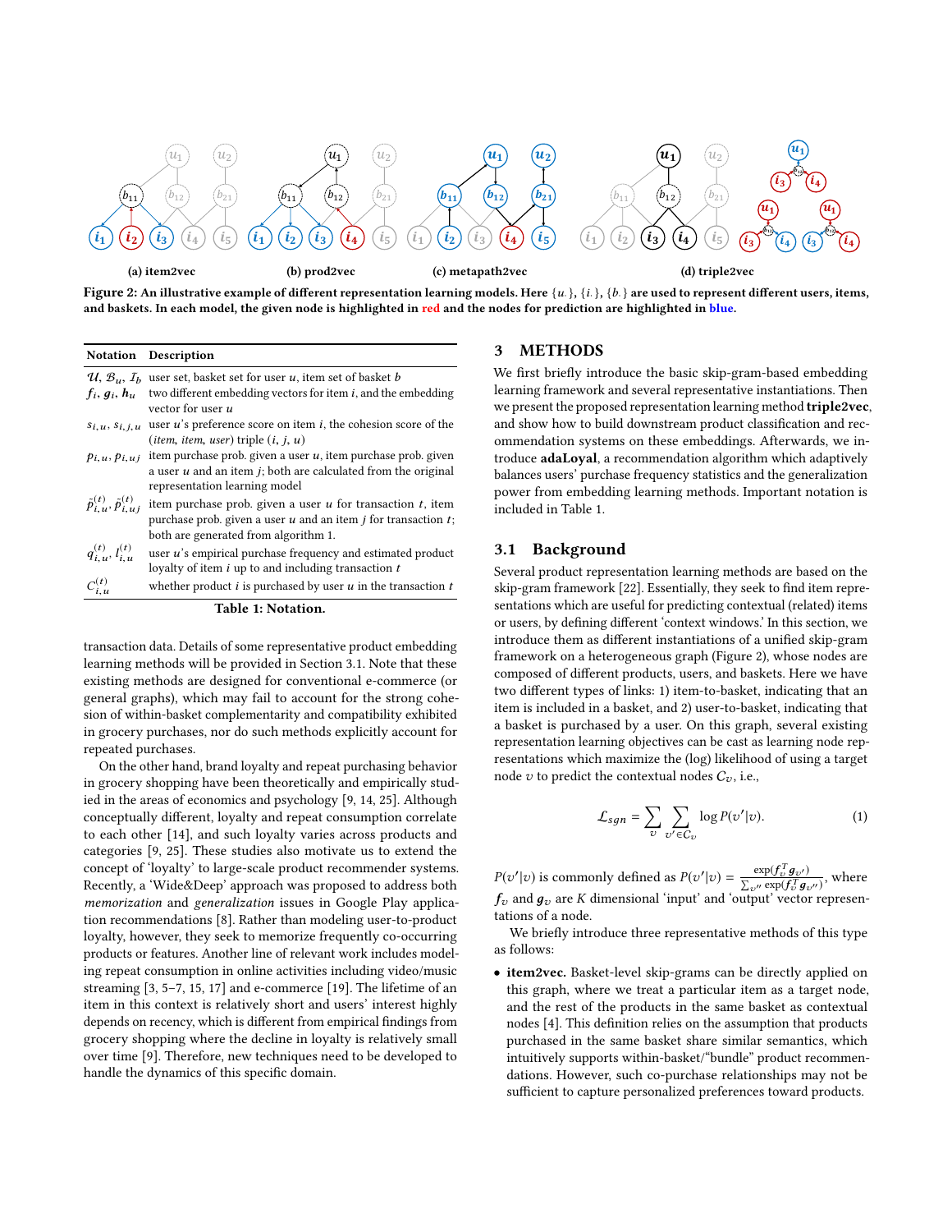(a) item2vec (b) prod2vec (c) metapath2vec (d) triple2vec

**Figure 2: An illustrative example of different representation learning models. Here $\{u_\cdot\}$, $\{i_\cdot\}$, $\{b_\cdot\}$ are used to represent different users, items, and baskets. In each model, the given node is highlighted in red and the nodes for prediction are highlighted in blue.**

| Notation | Description |
|---|---|
| $\mathcal{U}$, $\mathcal{B}_u$, $\mathcal{I}_b$ | user set, basket set for user $u$, item set of basket $b$ |
| $\boldsymbol{f}_i$, $\boldsymbol{g}_i$, $\boldsymbol{h}_u$ | two different embedding vectors for item $i$, and the embedding vector for user $u$ |
| $s_{i,u}$, $s_{i,j,u}$ | user $u$'s preference score on item $i$, the cohesion score of the (*item, item, user*) triple $(i, j, u)$ |
| $p_{i,u}$, $p_{i,uj}$ | item purchase prob. given a user $u$, item purchase prob. given a user $u$ and an item $j$; both are calculated from the original representation learning model |
| $\tilde{p}^{(t)}_{i,u}$, $\tilde{p}^{(t)}_{i,uj}$ | item purchase prob. given a user $u$ for transaction $t$, item purchase prob. given a user $u$ and an item $j$ for transaction $t$; both are generated from algorithm 1. |
| $q^{(t)}_{i,u}$, $l^{(t)}_{i,u}$ | user $u$'s empirical purchase frequency and estimated product loyalty of item $i$ up to and including transaction $t$ |
| $C^{(t)}_{i,u}$ | whether product $i$ is purchased by user $u$ in the transaction $t$ |

**Table 1: Notation.**

transaction data. Details of some representative product embedding learning methods will be provided in Section 3.1. Note that these existing methods are designed for conventional e-commerce (or general graphs), which may fail to account for the strong cohesion of within-basket complementarity and compatibility exhibited in grocery purchases, nor do such methods explicitly account for repeated purchases.

On the other hand, brand loyalty and repeat purchasing behavior in grocery shopping have been theoretically and empirically studied in the areas of economics and psychology [9, 14, 25]. Although conceptually different, loyalty and repeat consumption correlate to each other [14], and such loyalty varies across products and categories [9, 25]. These studies also motivate us to extend the concept of 'loyalty' to large-scale product recommender systems. Recently, a 'Wide&Deep' approach was proposed to address both *memorization* and *generalization* issues in Google Play application recommendations [8]. Rather than modeling user-to-product loyalty, however, they seek to memorize frequently co-occurring products or features. Another line of relevant work includes modeling repeat consumption in online activities including video/music streaming [3, 5–7, 15, 17] and e-commerce [19]. The lifetime of an item in this context is relatively short and users' interest highly depends on recency, which is different from empirical findings from grocery shopping where the decline in loyalty is relatively small over time [9]. Therefore, new techniques need to be developed to handle the dynamics of this specific domain.

# 3 METHODS

We first briefly introduce the basic skip-gram-based embedding learning framework and several representative instantiations. Then we present the proposed representation learning method **triple2vec**, and show how to build downstream product classification and recommendation systems on these embeddings. Afterwards, we introduce **adaLoyal**, a recommendation algorithm which adaptively balances users' purchase frequency statistics and the generalization power from embedding learning methods. Important notation is included in Table 1.

## 3.1 Background

Several product representation learning methods are based on the skip-gram framework [22]. Essentially, they seek to find item representations which are useful for predicting contextual (related) items or users, by defining different 'context windows.' In this section, we introduce them as different instantiations of a unified skip-gram framework on a heterogeneous graph (Figure 2), whose nodes are composed of different products, users, and baskets. Here we have two different types of links: 1) item-to-basket, indicating that an item is included in a basket, and 2) user-to-basket, indicating that a basket is purchased by a user. On this graph, several existing representation learning objectives can be cast as learning node representations which maximize the (log) likelihood of using a target node $v$ to predict the contextual nodes $C_v$, i.e.,

$$\mathcal{L}_{sgn} = \sum_{v} \sum_{v' \in C_v} \log P(v'|v). \tag{1}$$

$P(v'|v)$ is commonly defined as $P(v'|v) = \frac{\exp(\boldsymbol{f}_v^T \boldsymbol{g}_{v'})}{\sum_{v''} \exp(\boldsymbol{f}_v^T \boldsymbol{g}_{v''})}$, where $\boldsymbol{f}_v$ and $\boldsymbol{g}_v$ are $K$ dimensional 'input' and 'output' vector representations of a node.

We briefly introduce three representative methods of this type as follows:

- **item2vec.** Basket-level skip-grams can be directly applied on this graph, where we treat a particular item as a target node, and the rest of the products in the same basket as contextual nodes [4]. This definition relies on the assumption that products purchased in the same basket share similar semantics, which intuitively supports within-basket/"bundle" product recommendations. However, such co-purchase relationships may not be sufficient to capture personalized preferences toward products.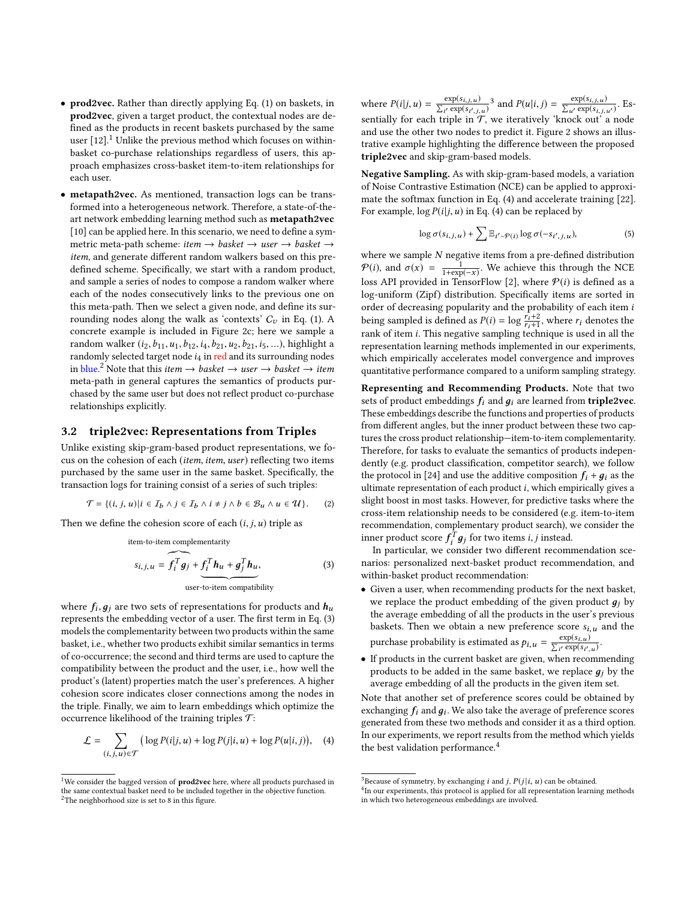- **prod2vec.** Rather than directly applying Eq. (1) on baskets, in **prod2vec**, given a target product, the contextual nodes are defined as the products in recent baskets purchased by the same user [12].[1] Unlike the previous method which focuses on within-basket co-purchase relationships regardless of users, this approach emphasizes cross-basket item-to-item relationships for each user.
- **metapath2vec.** As mentioned, transaction logs can be transformed into a heterogeneous network. Therefore, a state-of-the-art network embedding learning method such as **metapath2vec** [10] can be applied here. In this scenario, we need to define a symmetric meta-path scheme: *item* → *basket* → *user* → *basket* → *item*, and generate different random walkers based on this predefined scheme. Specifically, we start with a random product, and sample a series of nodes to compose a random walker where each of the nodes consecutively links to the previous one on this meta-path. Then we select a given node, and define its surrounding nodes along the walk as 'contexts' $C_v$ in Eq. (1). A concrete example is included in Figure 2c; here we sample a random walker $(i_2, b_{11}, u_1, b_{12}, i_4, b_{21}, u_2, b_{21}, i_5, \ldots)$, highlight a randomly selected target node $i_4$ in red and its surrounding nodes in blue.[2] Note that this *item* → *basket* → *user* → *basket* → *item* meta-path in general captures the semantics of products purchased by the same user but does not reflect product co-purchase relationships explicitly.

### 3.2 triple2vec: Representations from Triples

Unlike existing skip-gram-based product representations, we focus on the cohesion of each (*item*, *item*, *user*) reflecting two items purchased by the same user in the same basket. Specifically, the transaction logs for training consist of a series of such triples:

$$\mathcal{T} = \{(i, j, u) | i \in \mathcal{I}_b \wedge j \in \mathcal{I}_b \wedge i \neq j \wedge b \in \mathcal{B}_u \wedge u \in \mathcal{U}\}. \tag{2}$$

Then we define the cohesion score of each $(i, j, u)$ triple as

$$s_{i,j,u} = \overbrace{\boldsymbol{f}_i^T \boldsymbol{g}_j}^{\text{item-to-item complementarity}} + \underbrace{\boldsymbol{f}_i^T \boldsymbol{h}_u + \boldsymbol{g}_j^T \boldsymbol{h}_u}_{\text{user-to-item compatibility}}, \tag{3}$$

where $\boldsymbol{f}_i, \boldsymbol{g}_j$ are two sets of representations for products and $\boldsymbol{h}_u$ represents the embedding vector of a user. The first term in Eq. (3) models the complementarity between two products within the same basket, i.e., whether two products exhibit similar semantics in terms of co-occurrence; the second and third terms are used to capture the compatibility between the product and the user, i.e., how well the product's (latent) properties match the user's preferences. A higher cohesion score indicates closer connections among the nodes in the triple. Finally, we aim to learn embeddings which optimize the occurrence likelihood of the training triples $\mathcal{T}$:

$$\mathcal{L} = \sum_{(i,j,u) \in \mathcal{T}} \big( \log P(i|j,u) + \log P(j|i,u) + \log P(u|i,j) \big), \tag{4}$$

where $P(i|j,u) = \frac{\exp(s_{i,j,u})}{\sum_{i'} \exp(s_{i',j,u})}$[3] and $P(u|i,j) = \frac{\exp(s_{i,j,u})}{\sum_{u'} \exp(s_{i,j,u'})}$. Essentially for each triple in $\mathcal{T}$, we iteratively 'knock out' a node and use the other two nodes to predict it. Figure 2 shows an illustrative example highlighting the difference between the proposed **triple2vec** and skip-gram-based models.

**Negative Sampling.** As with skip-gram-based models, a variation of Noise Contrastive Estimation (NCE) can be applied to approximate the softmax function in Eq. (4) and accelerate training [22]. For example, $\log P(i|j,u)$ in Eq. (4) can be replaced by

$$\log \sigma(s_{i,j,u}) + \sum \mathbb{E}_{i' \sim \mathcal{P}(i)} \log \sigma(-s_{i',j,u}), \tag{5}$$

where we sample $N$ negative items from a pre-defined distribution $\mathcal{P}(i)$, and $\sigma(x) = \frac{1}{1+\exp(-x)}$. We achieve this through the NCE loss API provided in TensorFlow [2], where $\mathcal{P}(i)$ is defined as a log-uniform (Zipf) distribution. Specifically items are sorted in order of decreasing popularity and the probability of each item $i$ being sampled is defined as $P(i) = \log \frac{r_i+2}{r_i+1}$, where $r_i$ denotes the rank of item $i$. This negative sampling technique is used in all the representation learning methods implemented in our experiments, which empirically accelerates model convergence and improves quantitative performance compared to a uniform sampling strategy.

**Representing and Recommending Products.** Note that two sets of product embeddings $\boldsymbol{f}_i$ and $\boldsymbol{g}_i$ are learned from **triple2vec**. These embeddings describe the functions and properties of products from different angles, but the inner product between these two captures the cross product relationship—item-to-item complementarity. Therefore, for tasks to evaluate the semantics of products independently (e.g. product classification, competitor search), we follow the protocol in [24] and use the additive composition $\boldsymbol{f}_i + \boldsymbol{g}_i$ as the ultimate representation of each product $i$, which empirically gives a slight boost in most tasks. However, for predictive tasks where the cross-item relationship needs to be considered (e.g. item-to-item recommendation, complementary product search), we consider the inner product score $\boldsymbol{f}_i^T \boldsymbol{g}_j$ for two items $i, j$ instead.

In particular, we consider two different recommendation scenarios: personalized next-basket product recommendation, and within-basket product recommendation:

- Given a user, when recommending products for the next basket, we replace the product embedding of the given product $\boldsymbol{g}_j$ by the average embedding of all the products in the user's previous baskets. Then we obtain a new preference score $s_{i,u}$ and the purchase probability is estimated as $p_{i,u} = \frac{\exp(s_{i,u})}{\sum_{i'} \exp(s_{i',u})}$.
- If products in the current basket are given, when recommending products to be added in the same basket, we replace $\boldsymbol{g}_j$ by the average embedding of all the products in the given item set.

Note that another set of preference scores could be obtained by exchanging $\boldsymbol{f}_i$ and $\boldsymbol{g}_i$. We also take the average of preference scores generated from these two methods and consider it as a third option. In our experiments, we report results from the method which yields the best validation performance.[4]

---

[1] We consider the bagged version of **prod2vec** here, where all products purchased in the same contextual basket need to be included together in the objective function.

[2] The neighborhood size is set to 8 in this figure.

[3] Because of symmetry, by exchanging $i$ and $j$, $P(j|i, u)$ can be obtained.

[4] In our experiments, this protocol is applied for all representation learning methods in which two heterogeneous embeddings are involved.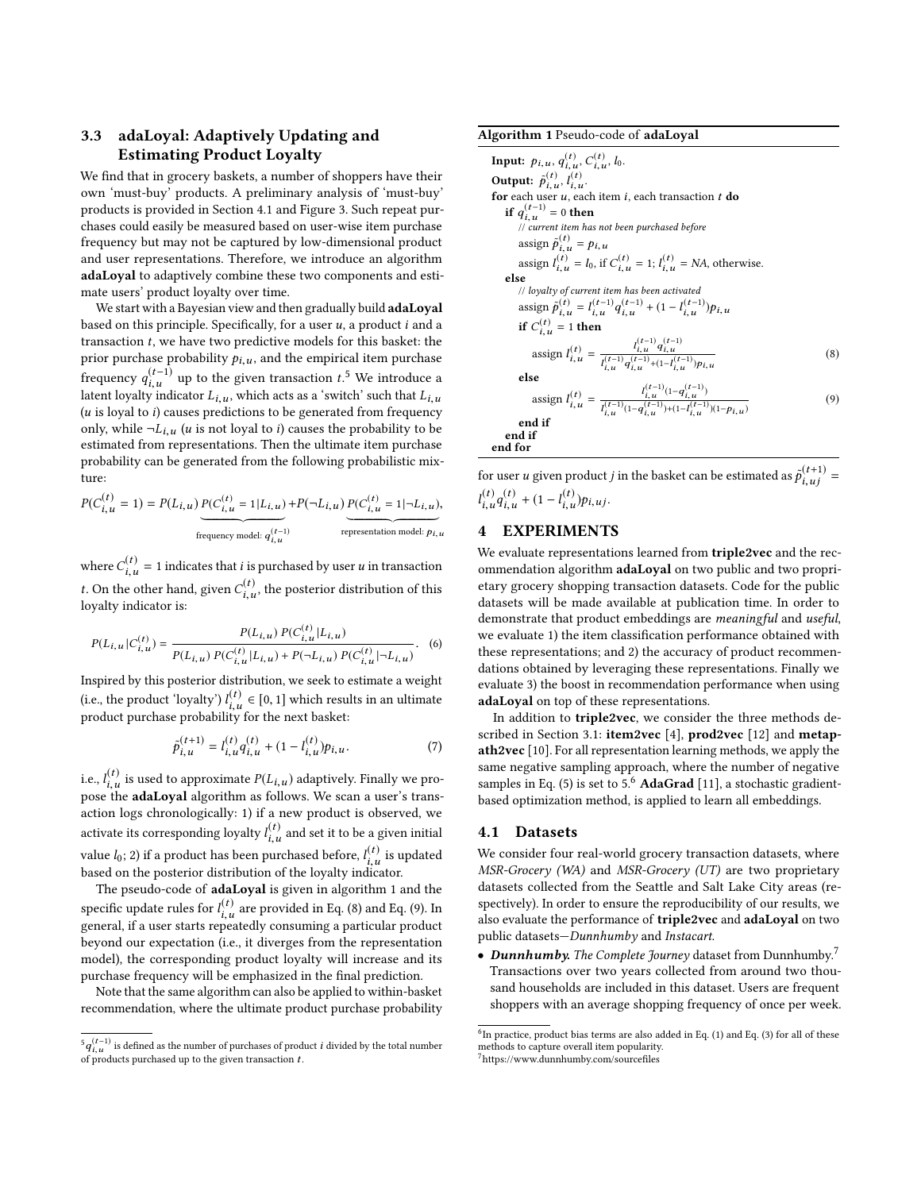### 3.3 adaLoyal: Adaptively Updating and Estimating Product Loyalty

We find that in grocery baskets, a number of shoppers have their own 'must-buy' products. A preliminary analysis of 'must-buy' products is provided in Section 4.1 and Figure 3. Such repeat purchases could easily be measured based on user-wise item purchase frequency but may not be captured by low-dimensional product and user representations. Therefore, we introduce an algorithm **adaLoyal** to adaptively combine these two components and estimate users' product loyalty over time.

We start with a Bayesian view and then gradually build **adaLoyal** based on this principle. Specifically, for a user $u$, a product $i$ and a transaction $t$, we have two predictive models for this basket: the prior purchase probability $p_{i,u}$, and the empirical item purchase frequency $q_{i,u}^{(t-1)}$ up to the given transaction $t$.[5] We introduce a latent loyalty indicator $L_{i,u}$, which acts as a 'switch' such that $L_{i,u}$ ($u$ is loyal to $i$) causes predictions to be generated from frequency only, while $\neg L_{i,u}$ ($u$ is not loyal to $i$) causes the probability to be estimated from representations. Then the ultimate item purchase probability can be generated from the following probabilistic mixture:

$$P(C_{i,u}^{(t)} = 1) = P(L_{i,u}) \underbrace{P(C_{i,u}^{(t)} = 1 | L_{i,u})}_{\text{frequency model: } q_{i,u}^{(t-1)}} + P(\neg L_{i,u}) \underbrace{P(C_{i,u}^{(t)} = 1 | \neg L_{i,u})}_{\text{representation model: } p_{i,u}},$$

where $C_{i,u}^{(t)} = 1$ indicates that $i$ is purchased by user $u$ in transaction $t$. On the other hand, given $C_{i,u}^{(t)}$, the posterior distribution of this loyalty indicator is:

$$P(L_{i,u} | C_{i,u}^{(t)}) = \frac{P(L_{i,u})\, P(C_{i,u}^{(t)} | L_{i,u})}{P(L_{i,u})\, P(C_{i,u}^{(t)} | L_{i,u}) + P(\neg L_{i,u})\, P(C_{i,u}^{(t)} | \neg L_{i,u})}. \quad (6)$$

Inspired by this posterior distribution, we seek to estimate a weight (i.e., the product 'loyalty') $l_{i,u}^{(t)} \in [0,1]$ which results in an ultimate product purchase probability for the next basket:

$$\tilde{p}_{i,u}^{(t+1)} = l_{i,u}^{(t)} q_{i,u}^{(t)} + (1 - l_{i,u}^{(t)}) p_{i,u}. \quad (7)$$

i.e., $l_{i,u}^{(t)}$ is used to approximate $P(L_{i,u})$ adaptively. Finally we propose the **adaLoyal** algorithm as follows. We scan a user's transaction logs chronologically: 1) if a new product is observed, we activate its corresponding loyalty $l_{i,u}^{(t)}$ and set it to be a given initial value $l_0$; 2) if a product has been purchased before, $l_{i,u}^{(t)}$ is updated based on the posterior distribution of the loyalty indicator.

The pseudo-code of **adaLoyal** is given in algorithm 1 and the specific update rules for $l_{i,u}^{(t)}$ are provided in Eq. (8) and Eq. (9). In general, if a user starts repeatedly consuming a particular product beyond our expectation (i.e., it diverges from the representation model), the corresponding product loyalty will increase and its purchase frequency will be emphasized in the final prediction.

Note that the same algorithm can also be applied to within-basket recommendation, where the ultimate product purchase probability for user $u$ given product $j$ in the basket can be estimated as $\tilde{p}_{i,uj}^{(t+1)} = l_{i,u}^{(t)} q_{i,u}^{(t)} + (1 - l_{i,u}^{(t)}) p_{i,uj}$.

**Algorithm 1** Pseudo-code of **adaLoyal**

**Input:** $p_{i,u}$, $q_{i,u}^{(t)}$, $C_{i,u}^{(t)}$, $l_0$.
**Output:** $\tilde{p}_{i,u}^{(t)}$, $l_{i,u}^{(t)}$.
**for** each user $u$, each item $i$, each transaction $t$ **do**
  **if** $q_{i,u}^{(t-1)} = 0$ **then**
    // *current item has not been purchased before*
    assign $\tilde{p}_{i,u}^{(t)} = p_{i,u}$
    assign $l_{i,u}^{(t)} = l_0$, if $C_{i,u}^{(t)} = 1$; $l_{i,u}^{(t)} = NA$, otherwise.
  **else**
    // *loyalty of current item has been activated*
    assign $\tilde{p}_{i,u}^{(t)} = l_{i,u}^{(t-1)} q_{i,u}^{(t-1)} + (1 - l_{i,u}^{(t-1)}) p_{i,u}$
    **if** $C_{i,u}^{(t)} = 1$ **then**

$$\text{assign } l_{i,u}^{(t)} = \frac{l_{i,u}^{(t-1)} q_{i,u}^{(t-1)}}{l_{i,u}^{(t-1)} q_{i,u}^{(t-1)} + (1 - l_{i,u}^{(t-1)}) p_{i,u}} \quad (8)$$

    **else**

$$\text{assign } l_{i,u}^{(t)} = \frac{l_{i,u}^{(t-1)} (1 - q_{i,u}^{(t-1)})}{l_{i,u}^{(t-1)} (1 - q_{i,u}^{(t-1)}) + (1 - l_{i,u}^{(t-1)})(1 - p_{i,u})} \quad (9)$$

    **end if**
  **end if**
**end for**

## 4 EXPERIMENTS

We evaluate representations learned from **triple2vec** and the recommendation algorithm **adaLoyal** on two public and two proprietary grocery shopping transaction datasets. Code for the public datasets will be made available at publication time. In order to demonstrate that product embeddings are *meaningful* and *useful*, we evaluate 1) the item classification performance obtained with these representations; and 2) the accuracy of product recommendations obtained by leveraging these representations. Finally we evaluate 3) the boost in recommendation performance when using **adaLoyal** on top of these representations.

In addition to **triple2vec**, we consider the three methods described in Section 3.1: **item2vec** [4], **prod2vec** [12] and **metapath2vec** [10]. For all representation learning methods, we apply the same negative sampling approach, where the number of negative samples in Eq. (5) is set to 5.[6] **AdaGrad** [11], a stochastic gradient-based optimization method, is applied to learn all embeddings.

### 4.1 Datasets

We consider four real-world grocery transaction datasets, where *MSR-Grocery (WA)* and *MSR-Grocery (UT)* are two proprietary datasets collected from the Seattle and Salt Lake City areas (respectively). In order to ensure the reproducibility of our results, we also evaluate the performance of **triple2vec** and **adaLoyal** on two public datasets—*Dunnhumby* and *Instacart*.

- ***Dunnhumby.*** *The Complete Journey* dataset from Dunnhumby.[7] Transactions over two years collected from around two thousand households are included in this dataset. Users are frequent shoppers with an average shopping frequency of once per week.

[5] $q_{i,u}^{(t-1)}$ is defined as the number of purchases of product $i$ divided by the total number of products purchased up to the given transaction $t$.

[6] In practice, product bias terms are also added in Eq. (1) and Eq. (3) for all of these methods to capture overall item popularity.

[7] https://www.dunnhumby.com/sourcefiles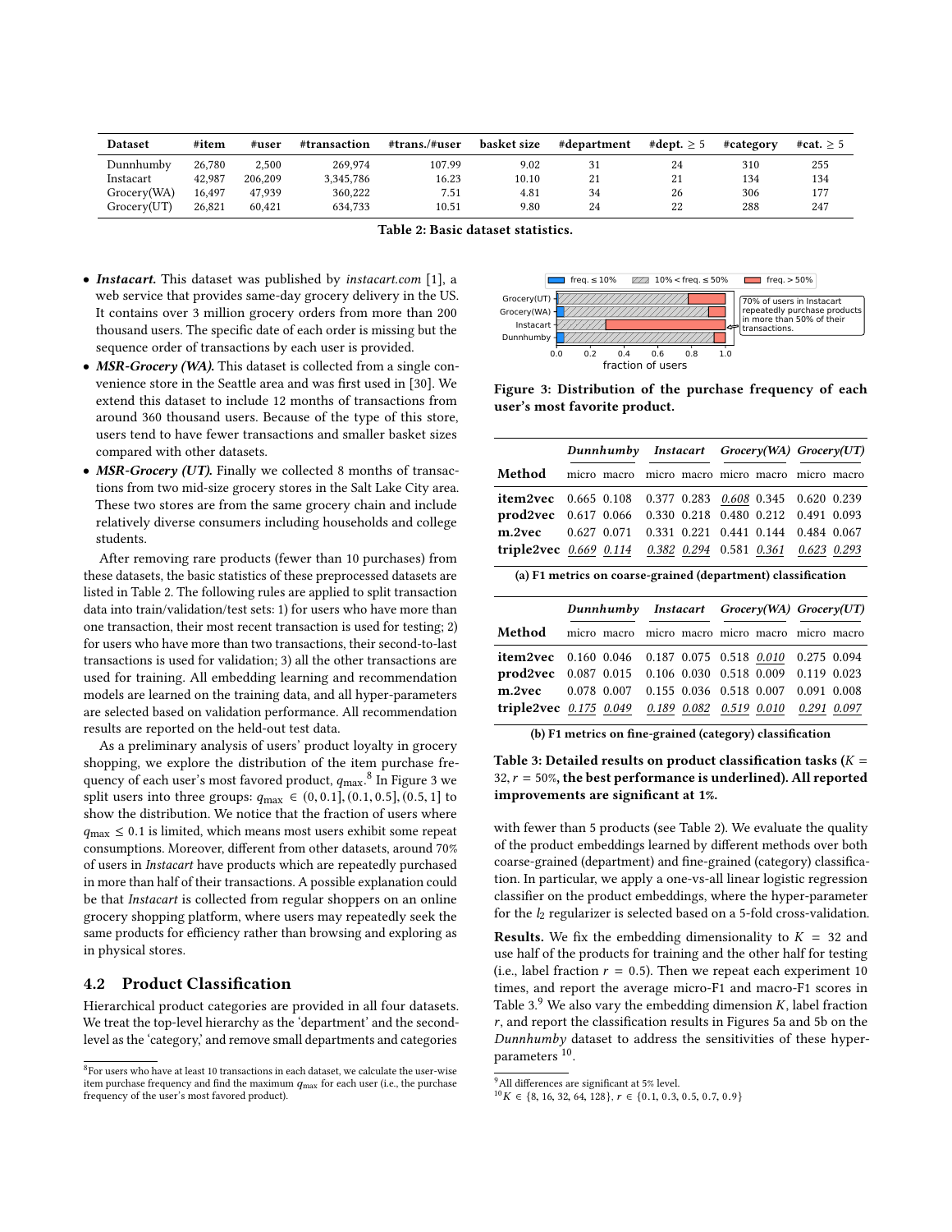| Dataset | #item | #user | #transaction | #trans./#user | basket size | #department | #dept. ≥ 5 | #category | #cat. ≥ 5 |
|---|---|---|---|---|---|---|---|---|---|
| Dunnhumby | 26,780 | 2,500 | 269,974 | 107.99 | 9.02 | 31 | 24 | 310 | 255 |
| Instacart | 42,987 | 206,209 | 3,345,786 | 16.23 | 10.10 | 21 | 21 | 134 | 134 |
| Grocery(WA) | 16,497 | 47,939 | 360,222 | 7.51 | 4.81 | 34 | 26 | 306 | 177 |
| Grocery(UT) | 26,821 | 60,421 | 634,733 | 10.51 | 9.80 | 24 | 22 | 288 | 247 |

**Table 2: Basic dataset statistics.**

- ***Instacart.*** This dataset was published by *instacart.com* [1], a web service that provides same-day grocery delivery in the US. It contains over 3 million grocery orders from more than 200 thousand users. The specific date of each order is missing but the sequence order of transactions by each user is provided.
- ***MSR-Grocery (WA).*** This dataset is collected from a single convenience store in the Seattle area and was first used in [30]. We extend this dataset to include 12 months of transactions from around 360 thousand users. Because of the type of this store, users tend to have fewer transactions and smaller basket sizes compared with other datasets.
- ***MSR-Grocery (UT).*** Finally we collected 8 months of transactions from two mid-size grocery stores in the Salt Lake City area. These two stores are from the same grocery chain and include relatively diverse consumers including households and college students.

After removing rare products (fewer than 10 purchases) from these datasets, the basic statistics of these preprocessed datasets are listed in Table 2. The following rules are applied to split transaction data into train/validation/test sets: 1) for users who have more than one transaction, their most recent transaction is used for testing; 2) for users who have more than two transactions, their second-to-last transactions is used for validation; 3) all the other transactions are used for training. All embedding learning and recommendation models are learned on the training data, and all hyper-parameters are selected based on validation performance. All recommendation results are reported on the held-out test data.

As a preliminary analysis of users' product loyalty in grocery shopping, we explore the distribution of the item purchase frequency of each user's most favored product, $q_{\max}$.[8] In Figure 3 we split users into three groups: $q_{\max} \in (0, 0.1], (0.1, 0.5], (0.5, 1]$ to show the distribution. We notice that the fraction of users where $q_{\max} \leq 0.1$ is limited, which means most users exhibit some repeat consumptions. Moreover, different from other datasets, around 70% of users in *Instacart* have products which are repeatedly purchased in more than half of their transactions. A possible explanation could be that *Instacart* is collected from regular shoppers on an online grocery shopping platform, where users may repeatedly seek the same products for efficiency rather than browsing and exploring as in physical stores.

## 4.2 Product Classification

Hierarchical product categories are provided in all four datasets. We treat the top-level hierarchy as the 'department' and the second-level as the 'category,' and remove small departments and categories with fewer than 5 products (see Table 2). We evaluate the quality of the product embeddings learned by different methods over both coarse-grained (department) and fine-grained (category) classification. In particular, we apply a one-vs-all linear logistic regression classifier on the product embeddings, where the hyper-parameter for the $l_2$ regularizer is selected based on a 5-fold cross-validation.

[8] For users who have at least 10 transactions in each dataset, we calculate the user-wise item purchase frequency and find the maximum $q_{\max}$ for each user (i.e., the purchase frequency of the user's most favored product).

**Figure 3: Distribution of the purchase frequency of each user's most favorite product.**

| Method | Dunnhumby micro | Dunnhumby macro | Instacart micro | Instacart macro | Grocery(WA) micro | Grocery(WA) macro | Grocery(UT) micro | Grocery(UT) macro |
|---|---|---|---|---|---|---|---|---|
| **item2vec** | 0.665 | 0.108 | 0.377 | 0.283 | *<u>0.608</u>* | 0.345 | 0.620 | 0.239 |
| **prod2vec** | 0.617 | 0.066 | 0.330 | 0.218 | 0.480 | 0.212 | 0.491 | 0.093 |
| **m.2vec** | 0.627 | 0.071 | 0.331 | 0.221 | 0.441 | 0.144 | 0.484 | 0.067 |
| **triple2vec** | *<u>0.669</u>* | *<u>0.114</u>* | *<u>0.382</u>* | *<u>0.294</u>* | 0.581 | *<u>0.361</u>* | *<u>0.623</u>* | *<u>0.293</u>* |

**(a) F1 metrics on coarse-grained (department) classification**

| Method | Dunnhumby micro | Dunnhumby macro | Instacart micro | Instacart macro | Grocery(WA) micro | Grocery(WA) macro | Grocery(UT) micro | Grocery(UT) macro |
|---|---|---|---|---|---|---|---|---|
| **item2vec** | 0.160 | 0.046 | 0.187 | 0.075 | 0.518 | *<u>0.010</u>* | 0.275 | 0.094 |
| **prod2vec** | 0.087 | 0.015 | 0.106 | 0.030 | 0.518 | 0.009 | 0.119 | 0.023 |
| **m.2vec** | 0.078 | 0.007 | 0.155 | 0.036 | 0.518 | 0.007 | 0.091 | 0.008 |
| **triple2vec** | *<u>0.175</u>* | *<u>0.049</u>* | *<u>0.189</u>* | *<u>0.082</u>* | *<u>0.519</u>* | *<u>0.010</u>* | *<u>0.291</u>* | *<u>0.097</u>* |

**(b) F1 metrics on fine-grained (category) classification**

**Table 3: Detailed results on product classification tasks ($K = 32, r = 50\%$, the best performance is underlined). All reported improvements are significant at 1%.**

**Results.** We fix the embedding dimensionality to $K = 32$ and use half of the products for training and the other half for testing (i.e., label fraction $r = 0.5$). Then we repeat each experiment 10 times, and report the average micro-F1 and macro-F1 scores in Table 3.[9] We also vary the embedding dimension $K$, label fraction $r$, and report the classification results in Figures 5a and 5b on the *Dunnhumby* dataset to address the sensitivities of these hyper-parameters [10].

[9] All differences are significant at 5% level.

[10] $K \in \{8, 16, 32, 64, 128\}$, $r \in \{0.1, 0.3, 0.5, 0.7, 0.9\}$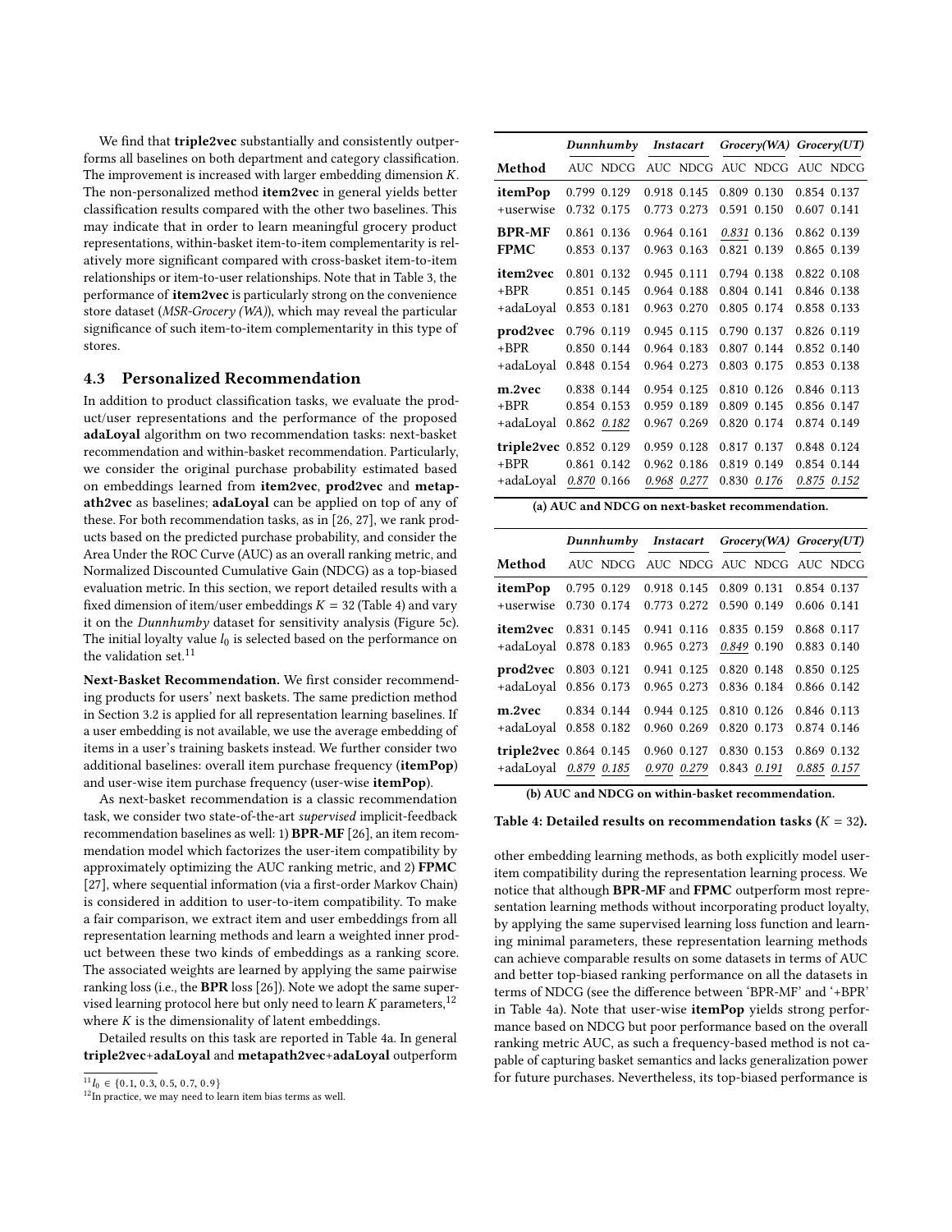We find that **triple2vec** substantially and consistently outperforms all baselines on both department and category classification. The improvement is increased with larger embedding dimension $K$. The non-personalized method **item2vec** in general yields better classification results compared with the other two baselines. This may indicate that in order to learn meaningful grocery product representations, within-basket item-to-item complementarity is relatively more significant compared with cross-basket item-to-item relationships or item-to-user relationships. Note that in Table 3, the performance of **item2vec** is particularly strong on the convenience store dataset (*MSR-Grocery (WA)*), which may reveal the particular significance of such item-to-item complementarity in this type of stores.

## 4.3 Personalized Recommendation

In addition to product classification tasks, we evaluate the product/user representations and the performance of the proposed **adaLoyal** algorithm on two recommendation tasks: next-basket recommendation and within-basket recommendation. Particularly, we consider the original purchase probability estimated based on embeddings learned from **item2vec**, **prod2vec** and **metapath2vec** as baselines; **adaLoyal** can be applied on top of any of these. For both recommendation tasks, as in [26, 27], we rank products based on the predicted purchase probability, and consider the Area Under the ROC Curve (AUC) as an overall ranking metric, and Normalized Discounted Cumulative Gain (NDCG) as a top-biased evaluation metric. In this section, we report detailed results with a fixed dimension of item/user embeddings $K = 32$ (Table 4) and vary it on the *Dunnhumby* dataset for sensitivity analysis (Figure 5c). The initial loyalty value $l_0$ is selected based on the performance on the validation set.[11]

**Next-Basket Recommendation.** We first consider recommending products for users' next baskets. The same prediction method in Section 3.2 is applied for all representation learning baselines. If a user embedding is not available, we use the average embedding of items in a user's training baskets instead. We further consider two additional baselines: overall item purchase frequency (**itemPop**) and user-wise item purchase frequency (user-wise **itemPop**).

As next-basket recommendation is a classic recommendation task, we consider two state-of-the-art *supervised* implicit-feedback recommendation baselines as well: 1) **BPR-MF** [26], an item recommendation model which factorizes the user-item compatibility by approximately optimizing the AUC ranking metric, and 2) **FPMC** [27], where sequential information (via a first-order Markov Chain) is considered in addition to user-to-item compatibility. To make a fair comparison, we extract item and user embeddings from all representation learning methods and learn a weighted inner product between these two kinds of embeddings as a ranking score. The associated weights are learned by applying the same pairwise ranking loss (i.e., the **BPR** loss [26]). Note we adopt the same supervised learning protocol here but only need to learn $K$ parameters,[12] where $K$ is the dimensionality of latent embeddings.

Detailed results on this task are reported in Table 4a. In general **triple2vec**+**adaLoyal** and **metapath2vec**+**adaLoyal** outperform other embedding learning methods, as both explicitly model user-item compatibility during the representation learning process. We notice that although **BPR-MF** and **FPMC** outperform most representation learning methods without incorporating product loyalty, by applying the same supervised learning loss function and learning minimal parameters, these representation learning methods can achieve comparable results on some datasets in terms of AUC and better top-biased ranking performance on all the datasets in terms of NDCG (see the difference between 'BPR-MF' and '+BPR' in Table 4a). Note that user-wise **itemPop** yields strong performance based on NDCG but poor performance based on the overall ranking metric AUC, as such a frequency-based method is not capable of capturing basket semantics and lacks generalization power for future purchases. Nevertheless, its top-biased performance is

| | *Dunnhumby* | | *Instacart* | | *Grocery(WA)* | | *Grocery(UT)* | |
|---|---|---|---|---|---|---|---|---|
| **Method** | AUC | NDCG | AUC | NDCG | AUC | NDCG | AUC | NDCG |
| **itemPop** | 0.799 | 0.129 | 0.918 | 0.145 | 0.809 | 0.130 | 0.854 | 0.137 |
| +userwise | 0.732 | 0.175 | 0.773 | 0.273 | 0.591 | 0.150 | 0.607 | 0.141 |
| **BPR-MF** | 0.861 | 0.136 | 0.964 | 0.161 | *0.831* | 0.136 | 0.862 | 0.139 |
| **FPMC** | 0.853 | 0.137 | 0.963 | 0.163 | 0.821 | 0.139 | 0.865 | 0.139 |
| **item2vec** | 0.801 | 0.132 | 0.945 | 0.111 | 0.794 | 0.138 | 0.822 | 0.108 |
| +BPR | 0.851 | 0.145 | 0.964 | 0.188 | 0.804 | 0.141 | 0.846 | 0.138 |
| +adaLoyal | 0.853 | 0.181 | 0.963 | 0.270 | 0.805 | 0.174 | 0.858 | 0.133 |
| **prod2vec** | 0.796 | 0.119 | 0.945 | 0.115 | 0.790 | 0.137 | 0.826 | 0.119 |
| +BPR | 0.850 | 0.144 | 0.964 | 0.183 | 0.807 | 0.144 | 0.852 | 0.140 |
| +adaLoyal | 0.848 | 0.154 | 0.964 | 0.273 | 0.803 | 0.175 | 0.853 | 0.138 |
| **m.2vec** | 0.838 | 0.144 | 0.954 | 0.125 | 0.810 | 0.126 | 0.846 | 0.113 |
| +BPR | 0.854 | 0.153 | 0.959 | 0.189 | 0.809 | 0.145 | 0.856 | 0.147 |
| +adaLoyal | 0.862 | *0.182* | 0.967 | 0.269 | 0.820 | 0.174 | 0.874 | 0.149 |
| **triple2vec** | 0.852 | 0.129 | 0.959 | 0.128 | 0.817 | 0.137 | 0.848 | 0.124 |
| +BPR | 0.861 | 0.142 | 0.962 | 0.186 | 0.819 | 0.149 | 0.854 | 0.144 |
| +adaLoyal | *0.870* | 0.166 | *0.968* | *0.277* | 0.830 | *0.176* | *0.875* | *0.152* |

(a) AUC and NDCG on next-basket recommendation.

| | *Dunnhumby* | | *Instacart* | | *Grocery(WA)* | | *Grocery(UT)* | |
|---|---|---|---|---|---|---|---|---|
| **Method** | AUC | NDCG | AUC | NDCG | AUC | NDCG | AUC | NDCG |
| **itemPop** | 0.795 | 0.129 | 0.918 | 0.145 | 0.809 | 0.131 | 0.854 | 0.137 |
| +userwise | 0.730 | 0.174 | 0.773 | 0.272 | 0.590 | 0.149 | 0.606 | 0.141 |
| **item2vec** | 0.831 | 0.145 | 0.941 | 0.116 | 0.835 | 0.159 | 0.868 | 0.117 |
| +adaLoyal | 0.878 | 0.183 | 0.965 | 0.273 | *0.849* | 0.190 | 0.883 | 0.140 |
| **prod2vec** | 0.803 | 0.121 | 0.941 | 0.125 | 0.820 | 0.148 | 0.850 | 0.125 |
| +adaLoyal | 0.856 | 0.173 | 0.965 | 0.273 | 0.836 | 0.184 | 0.866 | 0.142 |
| **m.2vec** | 0.834 | 0.144 | 0.944 | 0.125 | 0.810 | 0.126 | 0.846 | 0.113 |
| +adaLoyal | 0.858 | 0.182 | 0.960 | 0.269 | 0.820 | 0.173 | 0.874 | 0.146 |
| **triple2vec** | 0.864 | 0.145 | 0.960 | 0.127 | 0.830 | 0.153 | 0.869 | 0.132 |
| +adaLoyal | *0.879* | *0.185* | *0.970* | *0.279* | 0.843 | *0.191* | *0.885* | *0.157* |

(b) AUC and NDCG on within-basket recommendation.

Table 4: Detailed results on recommendation tasks ($K = 32$).

[11] $l_0 \in \{0.1, 0.3, 0.5, 0.7, 0.9\}$

[12] In practice, we may need to learn item bias terms as well.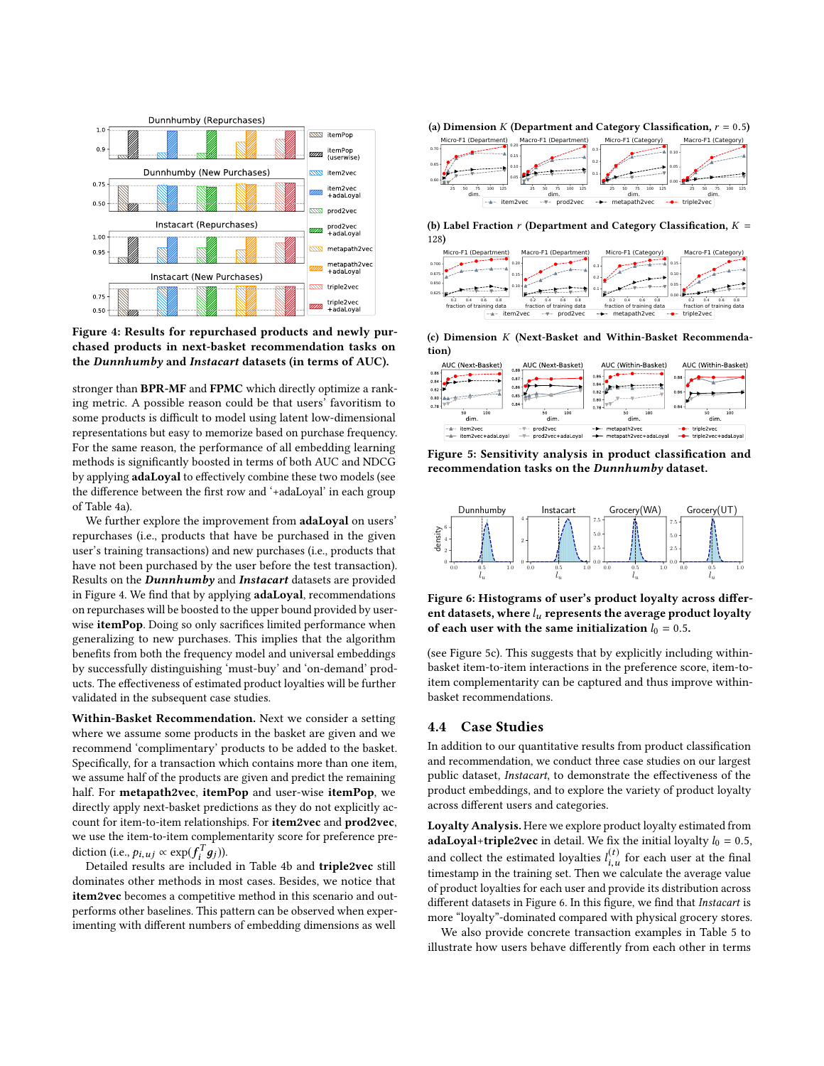Figure 4: Results for repurchased products and newly purchased products in next-basket recommendation tasks on the ***Dunnhumby*** and ***Instacart*** datasets (in terms of AUC).

stronger than **BPR-MF** and **FPMC** which directly optimize a ranking metric. A possible reason could be that users' favoritism to some products is difficult to model using latent low-dimensional representations but easy to memorize based on purchase frequency. For the same reason, the performance of all embedding learning methods is significantly boosted in terms of both AUC and NDCG by applying **adaLoyal** to effectively combine these two models (see the difference between the first row and '+adaLoyal' in each group of Table 4a).

We further explore the improvement from **adaLoyal** on users' repurchases (i.e., products that have be purchased in the given user's training transactions) and new purchases (i.e., products that have not been purchased by the user before the test transaction). Results on the ***Dunnhumby*** and ***Instacart*** datasets are provided in Figure 4. We find that by applying **adaLoyal**, recommendations on repurchases will be boosted to the upper bound provided by user-wise **itemPop**. Doing so only sacrifices limited performance when generalizing to new purchases. This implies that the algorithm benefits from both the frequency model and universal embeddings by successfully distinguishing 'must-buy' and 'on-demand' products. The effectiveness of estimated product loyalties will be further validated in the subsequent case studies.

**Within-Basket Recommendation.** Next we consider a setting where we assume some products in the basket are given and we recommend 'complimentary' products to be added to the basket. Specifically, for a transaction which contains more than one item, we assume half of the products are given and predict the remaining half. For **metapath2vec**, **itemPop** and user-wise **itemPop**, we directly apply next-basket predictions as they do not explicitly account for item-to-item relationships. For **item2vec** and **prod2vec**, we use the item-to-item complementarity score for preference prediction (i.e., $p_{i,uj} \propto \exp(f_i^T g_j)$).

Detailed results are included in Table 4b and **triple2vec** still dominates other methods in most cases. Besides, we notice that **item2vec** becomes a competitive method in this scenario and outperforms other baselines. This pattern can be observed when experimenting with different numbers of embedding dimensions as well (see Figure 5c). This suggests that by explicitly including within-basket item-to-item interactions in the preference score, item-to-item complementarity can be captured and thus improve within-basket recommendations.

Figure 5: Sensitivity analysis in product classification and recommendation tasks on the ***Dunnhumby*** dataset.

Figure 6: Histograms of user's product loyalty across different datasets, where $l_u$ represents the average product loyalty of each user with the same initialization $l_0 = 0.5$.

## 4.4 Case Studies

In addition to our quantitative results from product classification and recommendation, we conduct three case studies on our largest public dataset, *Instacart*, to demonstrate the effectiveness of the product embeddings, and to explore the variety of product loyalty across different users and categories.

**Loyalty Analysis.** Here we explore product loyalty estimated from **adaLoyal**+**triple2vec** in detail. We fix the initial loyalty $l_0 = 0.5$, and collect the estimated loyalties $l_{i,u}^{(t)}$ for each user at the final timestamp in the training set. Then we calculate the average value of product loyalties for each user and provide its distribution across different datasets in Figure 6. In this figure, we find that *Instacart* is more "loyalty"-dominated compared with physical grocery stores.

We also provide concrete transaction examples in Table 5 to illustrate how users behave differently from each other in terms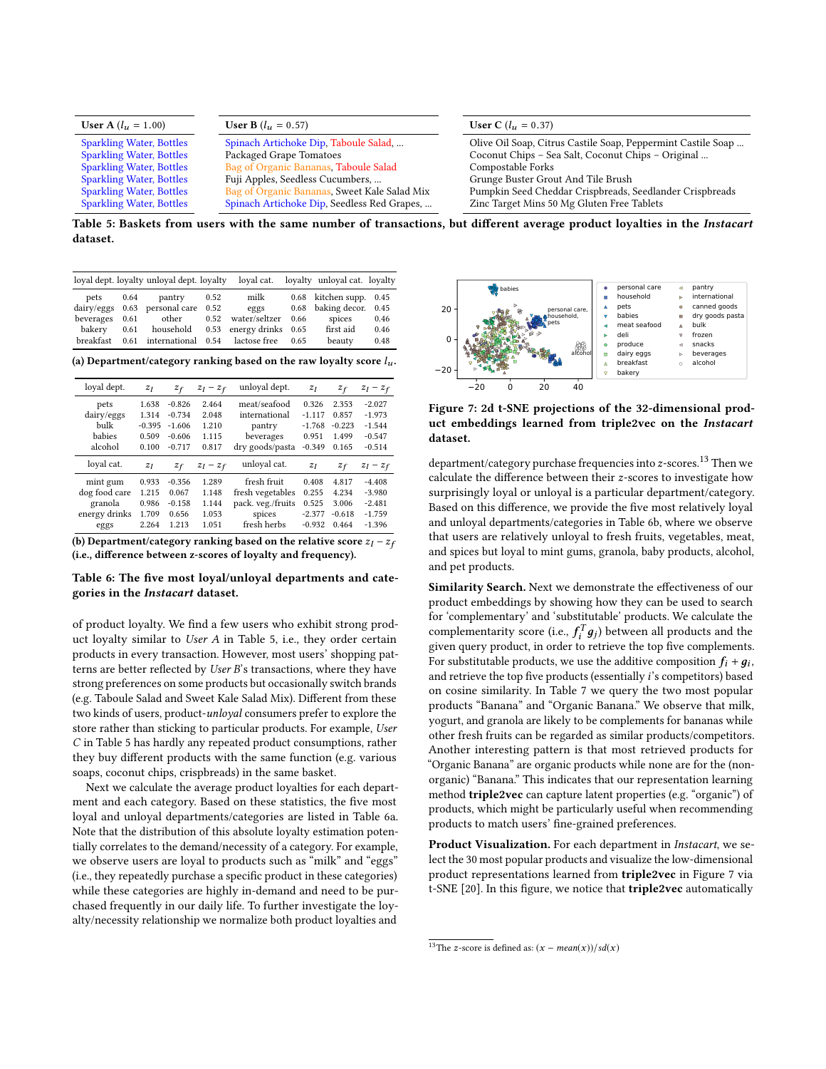| User A ($l_u = 1.00$) | User B ($l_u = 0.57$) | User C ($l_u = 0.37$) |
|---|---|---|
| Sparkling Water, Bottles | Spinach Artichoke Dip, Taboule Salad, ... | Olive Oil Soap, Citrus Castile Soap, Peppermint Castile Soap ... |
| Sparkling Water, Bottles | Packaged Grape Tomatoes | Coconut Chips – Sea Salt, Coconut Chips – Original ... |
| Sparkling Water, Bottles | Bag of Organic Bananas, Taboule Salad | Compostable Forks |
| Sparkling Water, Bottles | Fuji Apples, Seedless Cucumbers, ... | Grunge Buster Grout And Tile Brush |
| Sparkling Water, Bottles | Bag of Organic Bananas, Sweet Kale Salad Mix | Pumpkin Seed Cheddar Crispbreads, Seedlander Crispbreads |
| Sparkling Water, Bottles | Spinach Artichoke Dip, Seedless Red Grapes, ... | Zinc Target Mins 50 Mg Gluten Free Tablets |

**Table 5: Baskets from users with the same number of transactions, but different average product loyalties in the *Instacart* dataset.**

| loyal dept. | loyalty | unloyal dept. | loyalty | loyal cat. | loyalty | unloyal cat. | loyalty |
|---|---|---|---|---|---|---|---|
| pets | 0.64 | pantry | 0.52 | milk | 0.68 | kitchen supp. | 0.45 |
| dairy/eggs | 0.63 | personal care | 0.52 | eggs | 0.68 | baking decor. | 0.45 |
| beverages | 0.61 | other | 0.52 | water/seltzer | 0.66 | spices | 0.46 |
| bakery | 0.61 | household | 0.53 | energy drinks | 0.65 | first aid | 0.46 |
| breakfast | 0.61 | international | 0.54 | lactose free | 0.65 | beauty | 0.48 |

**(a) Department/category ranking based on the raw loyalty score $l_u$.**

| loyal dept. | $z_l$ | $z_f$ | $z_l - z_f$ | unloyal dept. | $z_l$ | $z_f$ | $z_l - z_f$ |
|---|---|---|---|---|---|---|---|
| pets | 1.638 | -0.826 | 2.464 | meat/seafood | 0.326 | 2.353 | -2.027 |
| dairy/eggs | 1.314 | -0.734 | 2.048 | international | -1.117 | 0.857 | -1.973 |
| bulk | -0.395 | -1.606 | 1.210 | pantry | -1.768 | -0.223 | -1.544 |
| babies | 0.509 | -0.606 | 1.115 | beverages | 0.951 | 1.499 | -0.547 |
| alcohol | 0.100 | -0.717 | 0.817 | dry goods/pasta | -0.349 | 0.165 | -0.514 |
| **loyal cat.** | $z_l$ | $z_f$ | $z_l - z_f$ | **unloyal cat.** | $z_l$ | $z_f$ | $z_l - z_f$ |
| mint gum | 0.933 | -0.356 | 1.289 | fresh fruit | 0.408 | 4.817 | -4.408 |
| dog food care | 1.215 | 0.067 | 1.148 | fresh vegetables | 0.255 | 4.234 | -3.980 |
| granola | 0.986 | -0.158 | 1.144 | pack. veg./fruits | 0.525 | 3.006 | -2.481 |
| energy drinks | 1.709 | 0.656 | 1.053 | spices | -2.377 | -0.618 | -1.759 |
| eggs | 2.264 | 1.213 | 1.051 | fresh herbs | -0.932 | 0.464 | -1.396 |

**(b) Department/category ranking based on the relative score $z_l - z_f$ (i.e., difference between z-scores of loyalty and frequency).**

**Table 6: The five most loyal/unloyal departments and categories in the *Instacart* dataset.**

of product loyalty. We find a few users who exhibit strong product loyalty similar to *User A* in Table 5, i.e., they order certain products in every transaction. However, most users' shopping patterns are better reflected by *User B*'s transactions, where they have strong preferences on some products but occasionally switch brands (e.g. Taboule Salad and Sweet Kale Salad Mix). Different from these two kinds of users, product-*unloyal* consumers prefer to explore the store rather than sticking to particular products. For example, *User C* in Table 5 has hardly any repeated product consumptions, rather they buy different products with the same function (e.g. various soaps, coconut chips, crispbreads) in the same basket.

Next we calculate the average product loyalties for each department and each category. Based on these statistics, the five most loyal and unloyal departments/categories are listed in Table 6a. Note that the distribution of this absolute loyalty estimation potentially correlates to the demand/necessity of a category. For example, we observe users are loyal to products such as "milk" and "eggs" (i.e., they repeatedly purchase a specific product in these categories) while these categories are highly in-demand and need to be purchased frequently in our daily life. To further investigate the loyalty/necessity relationship we normalize both product loyalties and department/category purchase frequencies into $z$-scores.[13] Then we calculate the difference between their $z$-scores to investigate how surprisingly loyal or unloyal is a particular department/category. Based on this difference, we provide the five most relatively loyal and unloyal departments/categories in Table 6b, where we observe that users are relatively unloyal to fresh fruits, vegetables, meat, and spices but loyal to mint gums, granola, baby products, alcohol, and pet products.

**Figure 7: 2d t-SNE projections of the 32-dimensional product embeddings learned from triple2vec on the *Instacart* dataset.**

**Similarity Search.** Next we demonstrate the effectiveness of our product embeddings by showing how they can be used to search for 'complementary' and 'substitutable' products. We calculate the complementarity score (i.e., $f_i^T g_j$) between all products and the given query product, in order to retrieve the top five complements. For substitutable products, we use the additive composition $f_i + g_i$, and retrieve the top five products (essentially $i$'s competitors) based on cosine similarity. In Table 7 we query the two most popular products "Banana" and "Organic Banana." We observe that milk, yogurt, and granola are likely to be complements for bananas while other fresh fruits can be regarded as similar products/competitors. Another interesting pattern is that most retrieved products for "Organic Banana" are organic products while none are for the (non-organic) "Banana." This indicates that our representation learning method **triple2vec** can capture latent properties (e.g. "organic") of products, which might be particularly useful when recommending products to match users' fine-grained preferences.

**Product Visualization.** For each department in *Instacart*, we select the 30 most popular products and visualize the low-dimensional product representations learned from **triple2vec** in Figure 7 via t-SNE [20]. In this figure, we notice that **triple2vec** automatically

[13] The $z$-score is defined as: $(x - mean(x))/sd(x)$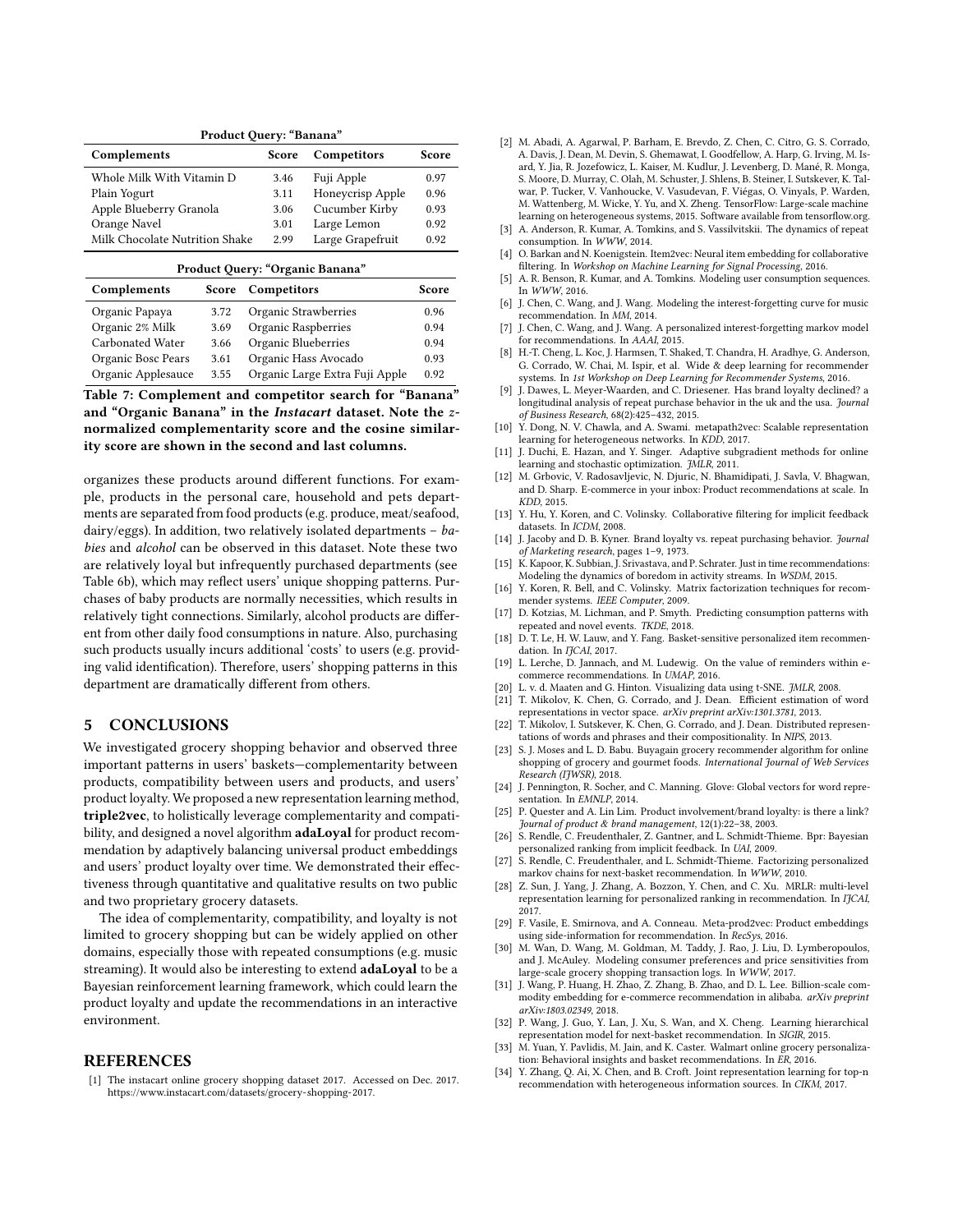**Product Query: "Banana"**

| Complements | Score | Competitors | Score |
|---|---|---|---|
| Whole Milk With Vitamin D | 3.46 | Fuji Apple | 0.97 |
| Plain Yogurt | 3.11 | Honeycrisp Apple | 0.96 |
| Apple Blueberry Granola | 3.06 | Cucumber Kirby | 0.93 |
| Orange Navel | 3.01 | Large Lemon | 0.92 |
| Milk Chocolate Nutrition Shake | 2.99 | Large Grapefruit | 0.92 |

**Product Query: "Organic Banana"**

| Complements | Score | Competitors | Score |
|---|---|---|---|
| Organic Papaya | 3.72 | Organic Strawberries | 0.96 |
| Organic 2% Milk | 3.69 | Organic Raspberries | 0.94 |
| Carbonated Water | 3.66 | Organic Blueberries | 0.94 |
| Organic Bosc Pears | 3.61 | Organic Hass Avocado | 0.93 |
| Organic Applesauce | 3.55 | Organic Large Extra Fuji Apple | 0.92 |

**Table 7: Complement and competitor search for "Banana" and "Organic Banana" in the *Instacart* dataset. Note the $z$-normalized complementarity score and the cosine similarity score are shown in the second and last columns.**

organizes these products around different functions. For example, products in the personal care, household and pets departments are separated from food products (e.g. produce, meat/seafood, dairy/eggs). In addition, two relatively isolated departments – *babies* and *alcohol* can be observed in this dataset. Note these two are relatively loyal but infrequently purchased departments (see Table 6b), which may reflect users' unique shopping patterns. Purchases of baby products are normally necessities, which results in relatively tight connections. Similarly, alcohol products are different from other daily food consumptions in nature. Also, purchasing such products usually incurs additional 'costs' to users (e.g. providing valid identification). Therefore, users' shopping patterns in this department are dramatically different from others.

## 5 CONCLUSIONS

We investigated grocery shopping behavior and observed three important patterns in users' baskets—complementarity between products, compatibility between users and products, and users' product loyalty. We proposed a new representation learning method, **triple2vec**, to holistically leverage complementarity and compatibility, and designed a novel algorithm **adaLoyal** for product recommendation by adaptively balancing universal product embeddings and users' product loyalty over time. We demonstrated their effectiveness through quantitative and qualitative results on two public and two proprietary grocery datasets.

The idea of complementarity, compatibility, and loyalty is not limited to grocery shopping but can be widely applied on other domains, especially those with repeated consumptions (e.g. music streaming). It would also be interesting to extend **adaLoyal** to be a Bayesian reinforcement learning framework, which could learn the product loyalty and update the recommendations in an interactive environment.

## REFERENCES

[1] The instacart online grocery shopping dataset 2017. Accessed on Dec. 2017. https://www.instacart.com/datasets/grocery-shopping-2017.

[2] M. Abadi, A. Agarwal, P. Barham, E. Brevdo, Z. Chen, C. Citro, G. S. Corrado, A. Davis, J. Dean, M. Devin, S. Ghemawat, I. Goodfellow, A. Harp, G. Irving, M. Isard, Y. Jia, R. Jozefowicz, L. Kaiser, M. Kudlur, J. Levenberg, D. Mané, R. Monga, S. Moore, D. Murray, C. Olah, M. Schuster, J. Shlens, B. Steiner, I. Sutskever, K. Talwar, P. Tucker, V. Vanhoucke, V. Vasudevan, F. Viégas, O. Vinyals, P. Warden, M. Wattenberg, M. Wicke, Y. Yu, and X. Zheng. TensorFlow: Large-scale machine learning on heterogeneous systems, 2015. Software available from tensorflow.org.

[3] A. Anderson, R. Kumar, A. Tomkins, and S. Vassilvitskii. The dynamics of repeat consumption. In *WWW*, 2014.

[4] O. Barkan and N. Koenigstein. Item2vec: Neural item embedding for collaborative filtering. In *Workshop on Machine Learning for Signal Processing*, 2016.

[5] A. R. Benson, R. Kumar, and A. Tomkins. Modeling user consumption sequences. In *WWW*, 2016.

[6] J. Chen, C. Wang, and J. Wang. Modeling the interest-forgetting curve for music recommendation. In *MM*, 2014.

[7] J. Chen, C. Wang, and J. Wang. A personalized interest-forgetting markov model for recommendations. In *AAAI*, 2015.

[8] H.-T. Cheng, L. Koc, J. Harmsen, T. Shaked, T. Chandra, H. Aradhye, G. Anderson, G. Corrado, W. Chai, M. Ispir, et al. Wide & deep learning for recommender systems. In *1st Workshop on Deep Learning for Recommender Systems*, 2016.

[9] J. Dawes, L. Meyer-Waarden, and C. Driesener. Has brand loyalty declined? a longitudinal analysis of repeat purchase behavior in the uk and the usa. *Journal of Business Research*, 68(2):425–432, 2015.

[10] Y. Dong, N. V. Chawla, and A. Swami. metapath2vec: Scalable representation learning for heterogeneous networks. In *KDD*, 2017.

[11] J. Duchi, E. Hazan, and Y. Singer. Adaptive subgradient methods for online learning and stochastic optimization. *JMLR*, 2011.

[12] M. Grbovic, V. Radosavljevic, N. Djuric, N. Bhamidipati, J. Savla, V. Bhagwan, and D. Sharp. E-commerce in your inbox: Product recommendations at scale. In *KDD*, 2015.

[13] Y. Hu, Y. Koren, and C. Volinsky. Collaborative filtering for implicit feedback datasets. In *ICDM*, 2008.

[14] J. Jacoby and D. B. Kyner. Brand loyalty vs. repeat purchasing behavior. *Journal of Marketing research*, pages 1–9, 1973.

[15] K. Kapoor, K. Subbian, J. Srivastava, and P. Schrater. Just in time recommendations: Modeling the dynamics of boredom in activity streams. In *WSDM*, 2015.

[16] Y. Koren, R. Bell, and C. Volinsky. Matrix factorization techniques for recommender systems. *IEEE Computer*, 2009.

[17] D. Kotzias, M. Lichman, and P. Smyth. Predicting consumption patterns with repeated and novel events. *TKDE*, 2018.

[18] D. T. Le, H. W. Lauw, and Y. Fang. Basket-sensitive personalized item recommendation. In *IJCAI*, 2017.

[19] L. Lerche, D. Jannach, and M. Ludewig. On the value of reminders within e-commerce recommendations. In *UMAP*, 2016.

[20] L. v. d. Maaten and G. Hinton. Visualizing data using t-SNE. *JMLR*, 2008.

[21] T. Mikolov, K. Chen, G. Corrado, and J. Dean. Efficient estimation of word representations in vector space. *arXiv preprint arXiv:1301.3781*, 2013.

[22] T. Mikolov, I. Sutskever, K. Chen, G. Corrado, and J. Dean. Distributed representations of words and phrases and their compositionality. In *NIPS*, 2013.

[23] S. J. Moses and L. D. Babu. Buyagain grocery recommender algorithm for online shopping of grocery and gourmet foods. *International Journal of Web Services Research (IJWSR)*, 2018.

[24] J. Pennington, R. Socher, and C. Manning. Glove: Global vectors for word representation. In *EMNLP*, 2014.

[25] P. Quester and A. Lin Lim. Product involvement/brand loyalty: is there a link? *Journal of product & brand management*, 12(1):22–38, 2003.

[26] S. Rendle, C. Freudenthaler, Z. Gantner, and L. Schmidt-Thieme. Bpr: Bayesian personalized ranking from implicit feedback. In *UAI*, 2009.

[27] S. Rendle, C. Freudenthaler, and L. Schmidt-Thieme. Factorizing personalized markov chains for next-basket recommendation. In *WWW*, 2010.

[28] Z. Sun, J. Yang, J. Zhang, A. Bozzon, Y. Chen, and C. Xu. MRLR: multi-level representation learning for personalized ranking in recommendation. In *IJCAI*, 2017.

[29] F. Vasile, E. Smirnova, and A. Conneau. Meta-prod2vec: Product embeddings using side-information for recommendation. In *RecSys*, 2016.

[30] M. Wan, D. Wang, M. Goldman, M. Taddy, J. Rao, J. Liu, D. Lymberopoulos, and J. McAuley. Modeling consumer preferences and price sensitivities from large-scale grocery shopping transaction logs. In *WWW*, 2017.

[31] J. Wang, P. Huang, H. Zhao, Z. Zhang, B. Zhao, and D. L. Lee. Billion-scale commodity embedding for e-commerce recommendation in alibaba. *arXiv preprint arXiv:1803.02349*, 2018.

[32] P. Wang, J. Guo, Y. Lan, J. Xu, S. Wan, and X. Cheng. Learning hierarchical representation model for next-basket recommendation. In *SIGIR*, 2015.

[33] M. Yuan, Y. Pavlidis, M. Jain, and K. Caster. Walmart online grocery personalization: Behavioral insights and basket recommendations. In *ER*, 2016.

[34] Y. Zhang, Q. Ai, X. Chen, and B. Croft. Joint representation learning for top-n recommendation with heterogeneous information sources. In *CIKM*, 2017.